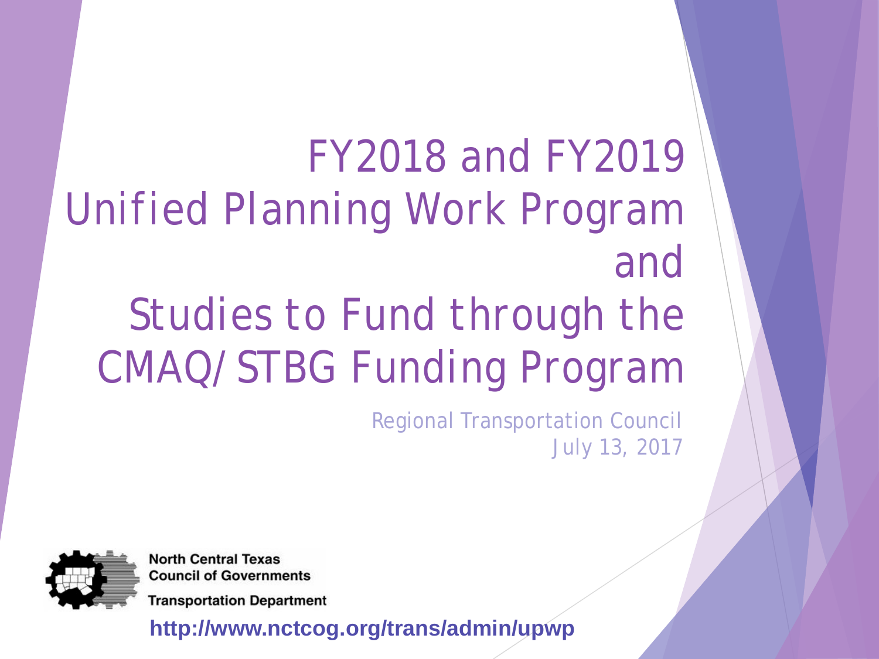# FY2018 and FY2019 Unified Planning Work Program and Studies to Fund through the CMAQ/STBG Funding Program

Regional Transportation Council
July 13, 2017

North Central Texas Council of Governments
Transportation Department

http://www.nctcog.org/trans/admin/upwp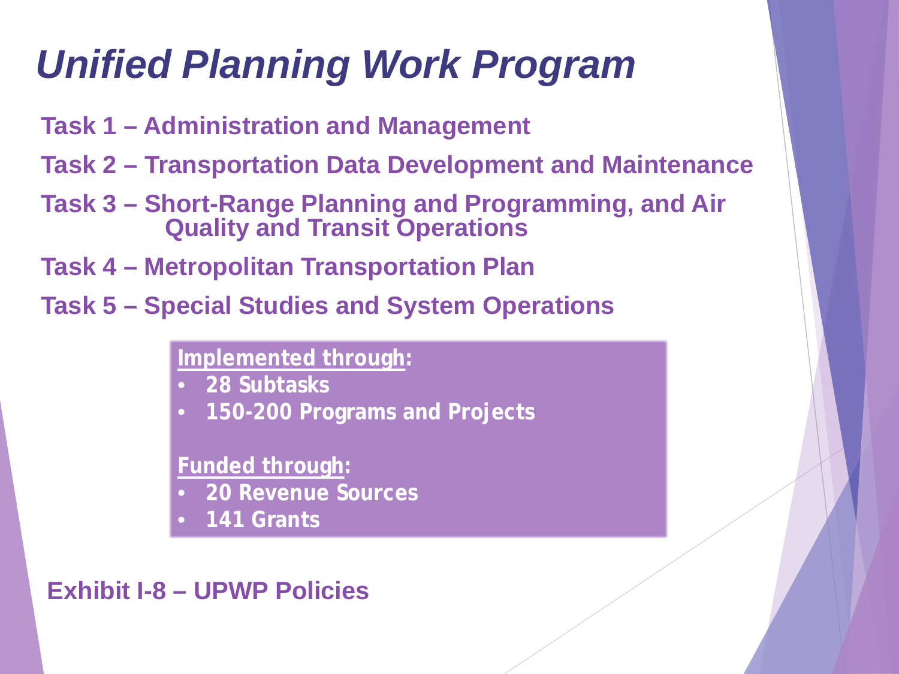# *Unified Planning Work Program*

**Task 1 – Administration and Management**

**Task 2 – Transportation Data Development and Maintenance**

**Task 3 – Short-Range Planning and Programming, and Air Quality and Transit Operations**

**Task 4 – Metropolitan Transportation Plan**

**Task 5 – Special Studies and System Operations**

**Implemented through:**

- **28 Subtasks**
- **150-200 Programs and Projects**

**Funded through:**

- **20 Revenue Sources**
- **141 Grants**

**Exhibit I-8 – UPWP Policies**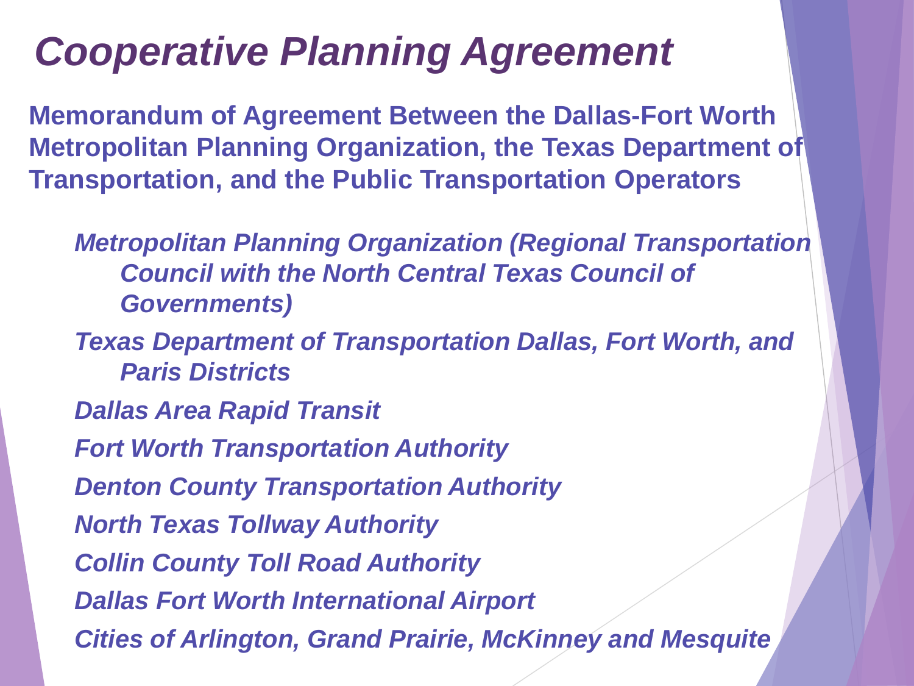# *Cooperative Planning Agreement*

**Memorandum of Agreement Between the Dallas-Fort Worth Metropolitan Planning Organization, the Texas Department of Transportation, and the Public Transportation Operators**

- ***Metropolitan Planning Organization (Regional Transportation Council with the North Central Texas Council of Governments)***
- ***Texas Department of Transportation Dallas, Fort Worth, and Paris Districts***
- ***Dallas Area Rapid Transit***
- ***Fort Worth Transportation Authority***
- ***Denton County Transportation Authority***
- ***North Texas Tollway Authority***
- ***Collin County Toll Road Authority***
- ***Dallas Fort Worth International Airport***
- ***Cities of Arlington, Grand Prairie, McKinney and Mesquite***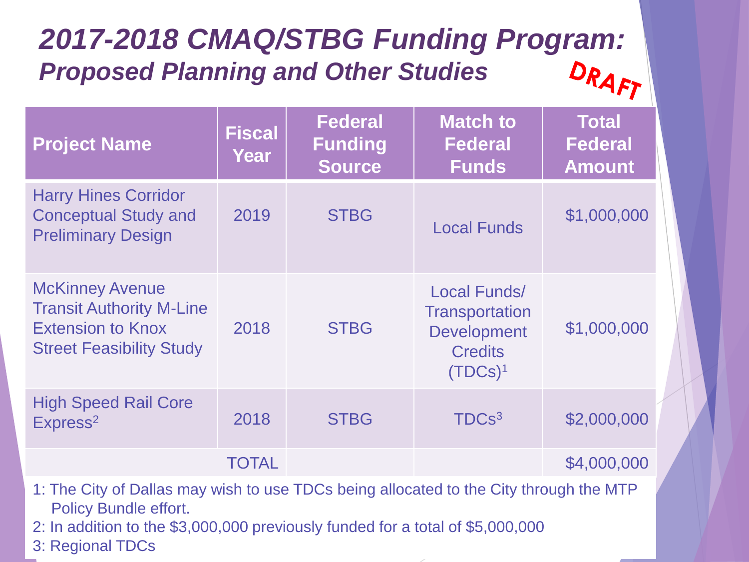# *2017-2018 CMAQ/STBG Funding Program:*
## *Proposed Planning and Other Studies*

DRAFT

| Project Name | Fiscal Year | Federal Funding Source | Match to Federal Funds | Total Federal Amount |
|---|---|---|---|---|
| Harry Hines Corridor Conceptual Study and Preliminary Design | 2019 | STBG | Local Funds | $1,000,000 |
| McKinney Avenue Transit Authority M-Line Extension to Knox Street Feasibility Study | 2018 | STBG | Local Funds/ Transportation Development Credits (TDCs)[1] | $1,000,000 |
| High Speed Rail Core Express[2] | 2018 | STBG | TDCs[3] | $2,000,000 |
| TOTAL | | | | $4,000,000 |

1: The City of Dallas may wish to use TDCs being allocated to the City through the MTP Policy Bundle effort.

2: In addition to the $3,000,000 previously funded for a total of $5,000,000

3: Regional TDCs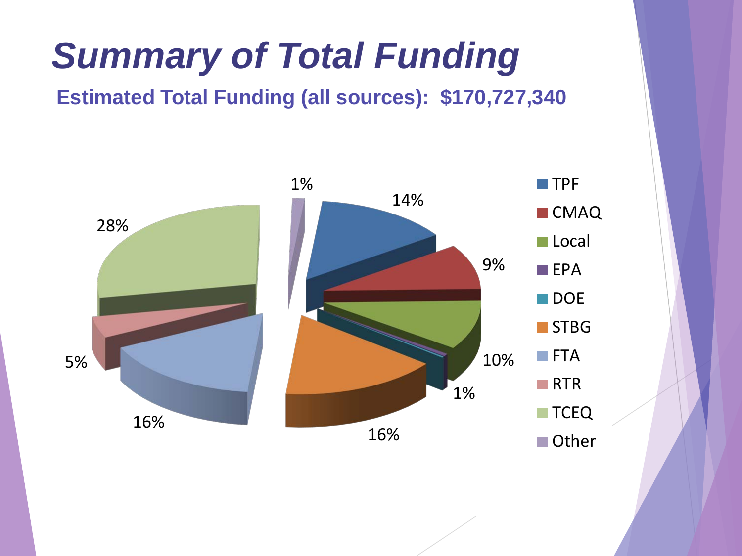# Summary of Total Funding

**Estimated Total Funding (all sources): $170,727,340**

1%
14%
9%
10%
1%
16%
16%
5%
28%

TPF
CMAQ
Local
EPA
DOE
STBG
FTA
RTR
TCEQ
Other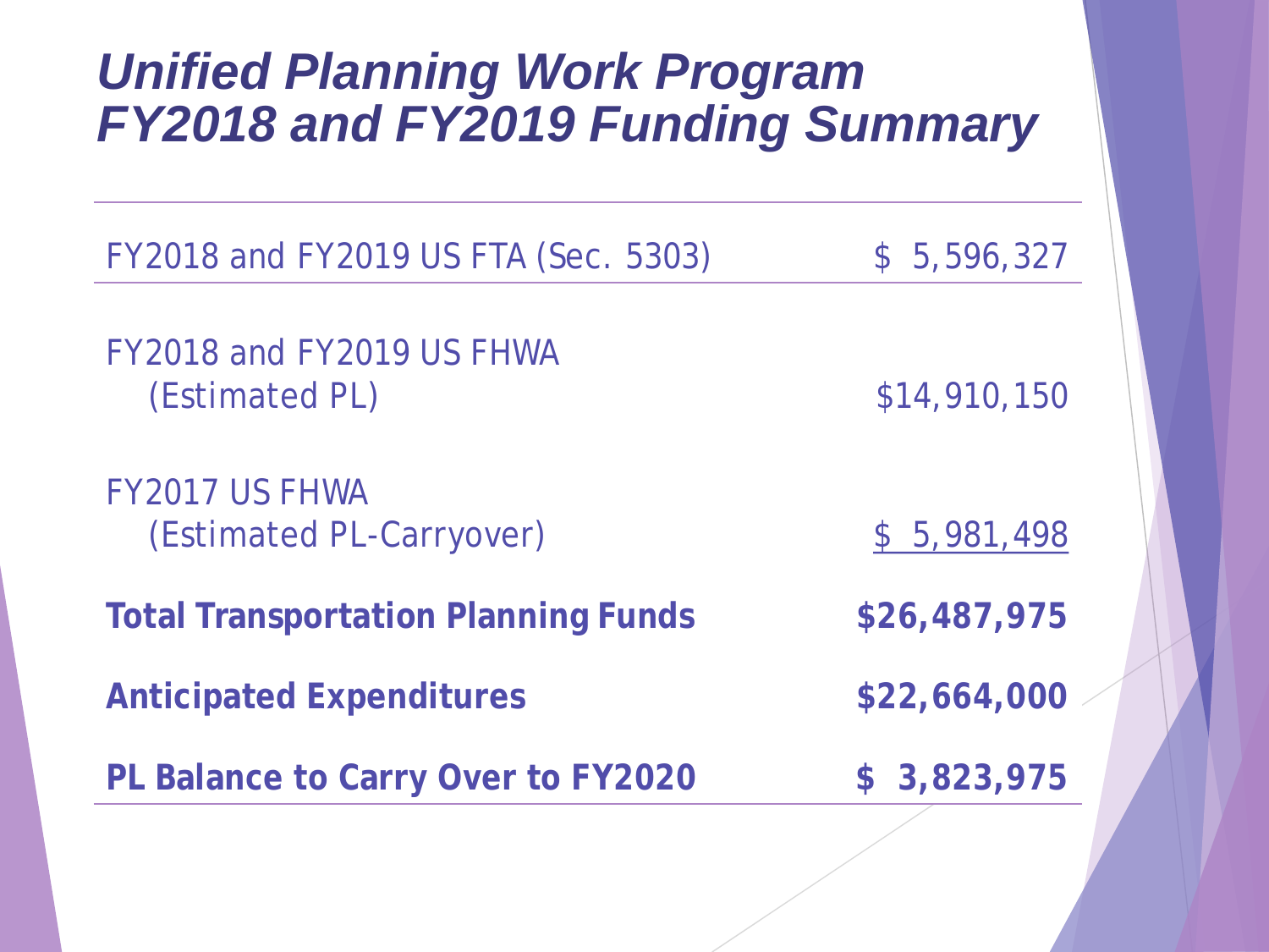# *Unified Planning Work Program FY2018 and FY2019 Funding Summary*

| | |
|---|---|
| FY2018 and FY2019 US FTA (Sec. 5303) | $ 5,596,327 |
| FY2018 and FY2019 US FHWA (Estimated PL) | $14,910,150 |
| FY2017 US FHWA (Estimated PL-Carryover) | $ 5,981,498 |
| **Total Transportation Planning Funds** | **$26,487,975** |
| **Anticipated Expenditures** | **$22,664,000** |
| **PL Balance to Carry Over to FY2020** | **$ 3,823,975** |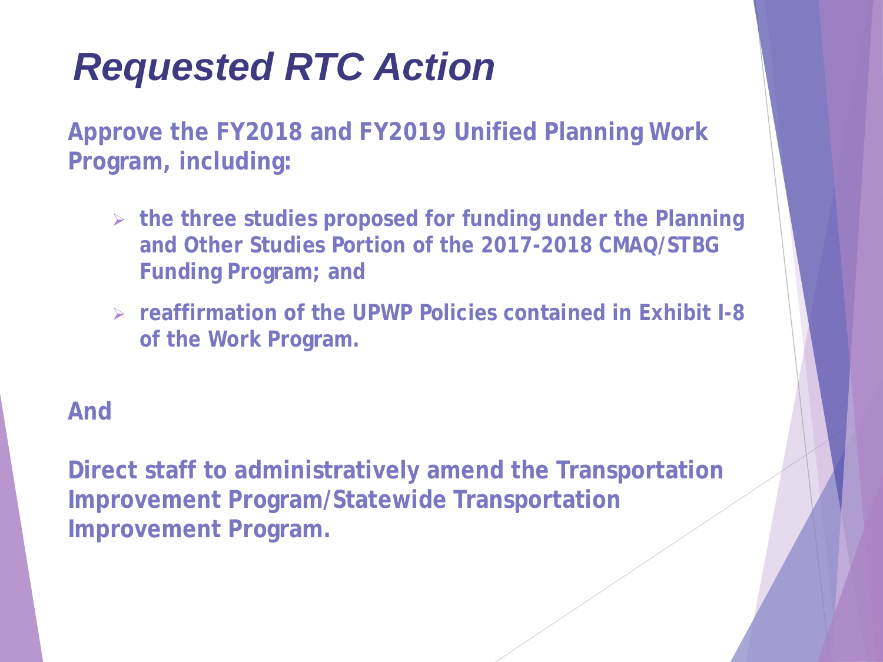# *Requested RTC Action*

**Approve the FY2018 and FY2019 Unified Planning Work Program, including:**

- **the three studies proposed for funding under the Planning and Other Studies Portion of the 2017-2018 CMAQ/STBG Funding Program; and**
- **reaffirmation of the UPWP Policies contained in Exhibit I-8 of the Work Program.**

**And**

**Direct staff to administratively amend the Transportation Improvement Program/Statewide Transportation Improvement Program.**